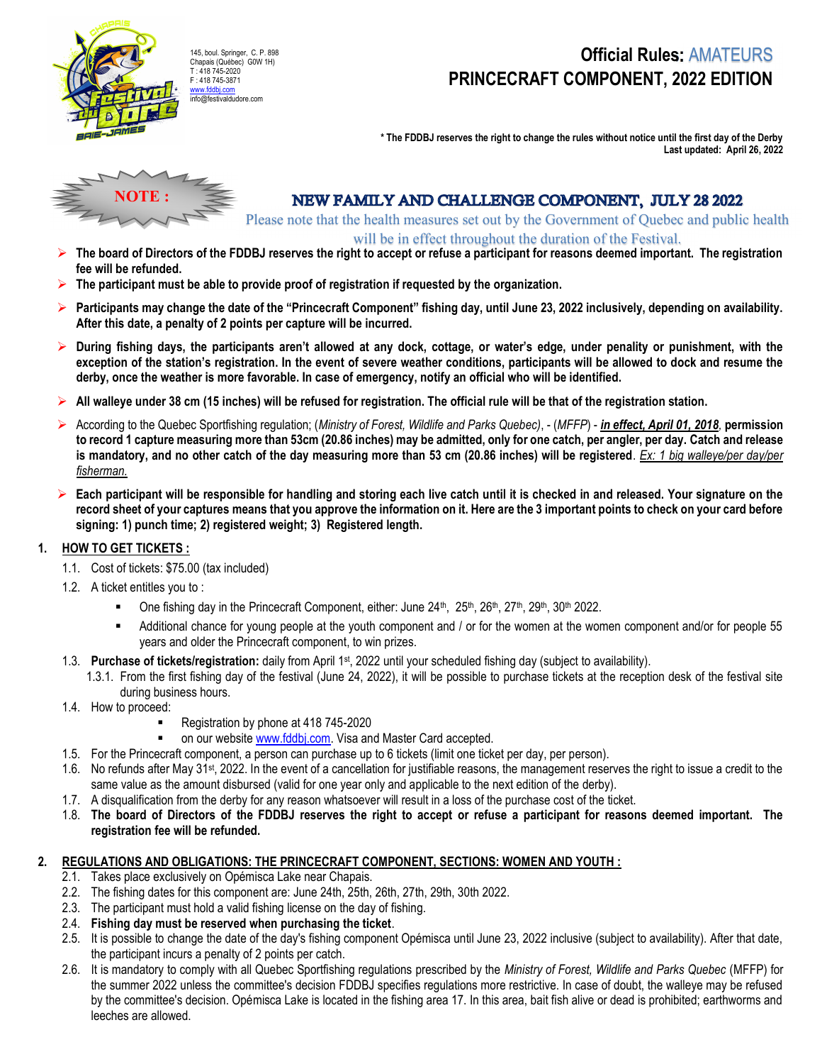145, boul. Springer, C. P. 898
Chapais (Québec) G0W 1H)
T : 418 745-2020
F : 418 745-3871
www.fddbj.com
info@festivaldudore.com

# Official Rules: AMATEURS
# PRINCECRAFT COMPONENT, 2022 EDITION

**\* The FDDBJ reserves the right to change the rules without notice until the first day of the Derby**
**Last updated: April 26, 2022**

**NOTE :**

## NEW FAMILY AND CHALLENGE COMPONENT, JULY 28 2022

Please note that the health measures set out by the Government of Quebec and public health will be in effect throughout the duration of the Festival.

- **The board of Directors of the FDDBJ reserves the right to accept or refuse a participant for reasons deemed important. The registration fee will be refunded.**
- **The participant must be able to provide proof of registration if requested by the organization.**
- **Participants may change the date of the "Princecraft Component" fishing day, until June 23, 2022 inclusively, depending on availability. After this date, a penalty of 2 points per capture will be incurred.**
- **During fishing days, the participants aren't allowed at any dock, cottage, or water's edge, under penality or punishment, with the exception of the station's registration. In the event of severe weather conditions, participants will be allowed to dock and resume the derby, once the weather is more favorable. In case of emergency, notify an official who will be identified.**
- **All walleye under 38 cm (15 inches) will be refused for registration. The official rule will be that of the registration station.**
- According to the Quebec Sportfishing regulation; (*Ministry of Forest, Wildlife and Parks Quebec*), - (*MFFP*) - ***in effect, April 01, 2018***, **permission to record 1 capture measuring more than 53cm (20.86 inches) may be admitted, only for one catch, per angler, per day. Catch and release is mandatory, and no other catch of the day measuring more than 53 cm (20.86 inches) will be registered**. *Ex: 1 big walleye/per day/per fisherman.*
- **Each participant will be responsible for handling and storing each live catch until it is checked in and released. Your signature on the record sheet of your captures means that you approve the information on it. Here are the 3 important points to check on your card before signing: 1) punch time; 2) registered weight; 3) Registered length.**

## 1. HOW TO GET TICKETS :

1.1. Cost of tickets: $75.00 (tax included)

1.2. A ticket entitles you to :

- One fishing day in the Princecraft Component, either: June 24th, 25th, 26th, 27th, 29th, 30th 2022.
- Additional chance for young people at the youth component and / or for the women at the women component and/or for people 55 years and older the Princecraft component, to win prizes.

1.3. **Purchase of tickets/registration:** daily from April 1st, 2022 until your scheduled fishing day (subject to availability).

1.3.1. From the first fishing day of the festival (June 24, 2022), it will be possible to purchase tickets at the reception desk of the festival site during business hours.

1.4. How to proceed:

- Registration by phone at 418 745-2020
- on our website www.fddbj.com. Visa and Master Card accepted.

1.5. For the Princecraft component, a person can purchase up to 6 tickets (limit one ticket per day, per person).

1.6. No refunds after May 31st, 2022. In the event of a cancellation for justifiable reasons, the management reserves the right to issue a credit to the same value as the amount disbursed (valid for one year only and applicable to the next edition of the derby).

1.7. A disqualification from the derby for any reason whatsoever will result in a loss of the purchase cost of the ticket.

1.8. **The board of Directors of the FDDBJ reserves the right to accept or refuse a participant for reasons deemed important. The registration fee will be refunded.**

## 2. REGULATIONS AND OBLIGATIONS: THE PRINCECRAFT COMPONENT, SECTIONS: WOMEN AND YOUTH :

2.1. Takes place exclusively on Opémisca Lake near Chapais.

2.2. The fishing dates for this component are: June 24th, 25th, 26th, 27th, 29th, 30th 2022.

2.3. The participant must hold a valid fishing license on the day of fishing.

2.4. **Fishing day must be reserved when purchasing the ticket**.

2.5. It is possible to change the date of the day's fishing component Opémisca until June 23, 2022 inclusive (subject to availability). After that date, the participant incurs a penalty of 2 points per catch.

2.6. It is mandatory to comply with all Quebec Sportfishing regulations prescribed by the *Ministry of Forest, Wildlife and Parks Quebec* (MFFP) for the summer 2022 unless the committee's decision FDDBJ specifies regulations more restrictive. In case of doubt, the walleye may be refused by the committee's decision. Opémisca Lake is located in the fishing area 17. In this area, bait fish alive or dead is prohibited; earthworms and leeches are allowed.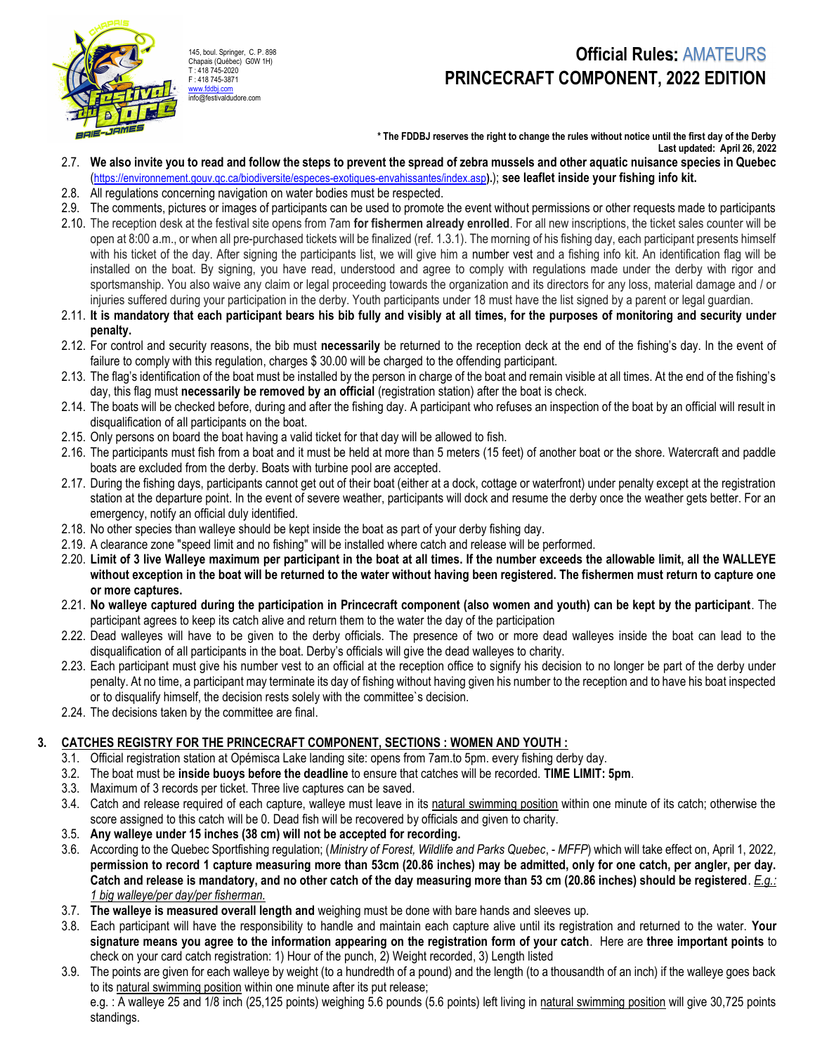145, boul. Springer, C. P. 898
Chapais (Québec) G0W 1H)
T : 418 745-2020
F : 418 745-3871
www.fddbj.com
info@festivaldudore.com

# Official Rules: AMATEURS
# PRINCECRAFT COMPONENT, 2022 EDITION

**\* The FDDBJ reserves the right to change the rules without notice until the first day of the Derby**
**Last updated: April 26, 2022**

2.7. **We also invite you to read and follow the steps to prevent the spread of zebra mussels and other aquatic nuisance species in Quebec** (https://environnement.gouv.qc.ca/biodiversite/especes-exotiques-envahissantes/index.asp).); **see leaflet inside your fishing info kit.**
2.8. All regulations concerning navigation on water bodies must be respected.
2.9. The comments, pictures or images of participants can be used to promote the event without permissions or other requests made to participants
2.10. The reception desk at the festival site opens from 7am **for fishermen already enrolled**. For all new inscriptions, the ticket sales counter will be open at 8:00 a.m., or when all pre-purchased tickets will be finalized (ref. 1.3.1). The morning of his fishing day, each participant presents himself with his ticket of the day. After signing the participants list, we will give him a number vest and a fishing info kit. An identification flag will be installed on the boat. By signing, you have read, understood and agree to comply with regulations made under the derby with rigor and sportsmanship. You also waive any claim or legal proceeding towards the organization and its directors for any loss, material damage and / or injuries suffered during your participation in the derby. Youth participants under 18 must have the list signed by a parent or legal guardian.
2.11. **It is mandatory that each participant bears his bib fully and visibly at all times, for the purposes of monitoring and security under penalty.**
2.12. For control and security reasons, the bib must **necessarily** be returned to the reception deck at the end of the fishing's day. In the event of failure to comply with this regulation, charges $ 30.00 will be charged to the offending participant.
2.13. The flag's identification of the boat must be installed by the person in charge of the boat and remain visible at all times. At the end of the fishing's day, this flag must **necessarily be removed by an official** (registration station) after the boat is check.
2.14. The boats will be checked before, during and after the fishing day. A participant who refuses an inspection of the boat by an official will result in disqualification of all participants on the boat.
2.15. Only persons on board the boat having a valid ticket for that day will be allowed to fish.
2.16. The participants must fish from a boat and it must be held at more than 5 meters (15 feet) of another boat or the shore. Watercraft and paddle boats are excluded from the derby. Boats with turbine pool are accepted.
2.17. During the fishing days, participants cannot get out of their boat (either at a dock, cottage or waterfront) under penalty except at the registration station at the departure point. In the event of severe weather, participants will dock and resume the derby once the weather gets better. For an emergency, notify an official duly identified.
2.18. No other species than walleye should be kept inside the boat as part of your derby fishing day.
2.19. A clearance zone "speed limit and no fishing" will be installed where catch and release will be performed.
2.20. **Limit of 3 live Walleye maximum per participant in the boat at all times. If the number exceeds the allowable limit, all the WALLEYE without exception in the boat will be returned to the water without having been registered. The fishermen must return to capture one or more captures.**
2.21. **No walleye captured during the participation in Princecraft component (also women and youth) can be kept by the participant**. The participant agrees to keep its catch alive and return them to the water the day of the participation
2.22. Dead walleyes will have to be given to the derby officials. The presence of two or more dead walleyes inside the boat can lead to the disqualification of all participants in the boat. Derby's officials will give the dead walleyes to charity.
2.23. Each participant must give his number vest to an official at the reception office to signify his decision to no longer be part of the derby under penalty. At no time, a participant may terminate its day of fishing without having given his number to the reception and to have his boat inspected or to disqualify himself, the decision rests solely with the committee`s decision.
2.24. The decisions taken by the committee are final.

## 3. CATCHES REGISTRY FOR THE PRINCECRAFT COMPONENT, SECTIONS : WOMEN AND YOUTH :

3.1. Official registration station at Opémisca Lake landing site: opens from 7am.to 5pm. every fishing derby day.
3.2. The boat must be **inside buoys before the deadline** to ensure that catches will be recorded. **TIME LIMIT: 5pm**.
3.3. Maximum of 3 records per ticket. Three live captures can be saved.
3.4. Catch and release required of each capture, walleye must leave in its natural swimming position within one minute of its catch; otherwise the score assigned to this catch will be 0. Dead fish will be recovered by officials and given to charity.
3.5. **Any walleye under 15 inches (38 cm) will not be accepted for recording.**
3.6. According to the Quebec Sportfishing regulation; (*Ministry of Forest, Wildlife and Parks Quebec*, - *MFFP*) which will take effect on, April 1, 2022, **permission to record 1 capture measuring more than 53cm (20.86 inches) may be admitted, only for one catch, per angler, per day. Catch and release is mandatory, and no other catch of the day measuring more than 53 cm (20.86 inches) should be registered**. *E.g.: 1 big walleye/per day/per fisherman.*
3.7. **The walleye is measured overall length and** weighing must be done with bare hands and sleeves up.
3.8. Each participant will have the responsibility to handle and maintain each capture alive until its registration and returned to the water. **Your signature means you agree to the information appearing on the registration form of your catch**. Here are **three important points** to check on your card catch registration: 1) Hour of the punch, 2) Weight recorded, 3) Length listed
3.9. The points are given for each walleye by weight (to a hundredth of a pound) and the length (to a thousandth of an inch) if the walleye goes back to its natural swimming position within one minute after its put release;
e.g. : A walleye 25 and 1/8 inch (25,125 points) weighing 5.6 pounds (5.6 points) left living in natural swimming position will give 30,725 points standings.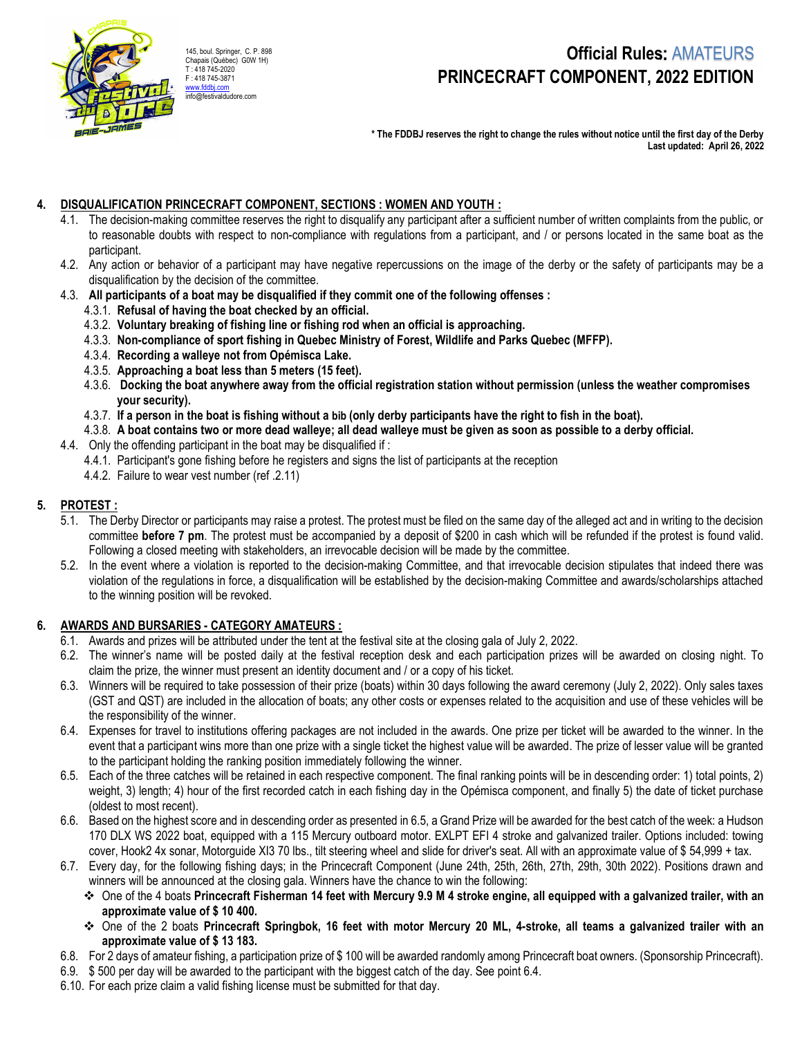# Official Rules: AMATEURS
# PRINCECRAFT COMPONENT, 2022 EDITION

145, boul. Springer, C. P. 898
Chapais (Québec) G0W 1H)
T : 418 745-2020
F : 418 745-3871
www.fddbj.com
info@festivaldudore.com

**\* The FDDBJ reserves the right to change the rules without notice until the first day of the Derby**
**Last updated: April 26, 2022**

## 4. DISQUALIFICATION PRINCECRAFT COMPONENT, SECTIONS : WOMEN AND YOUTH :

4.1. The decision-making committee reserves the right to disqualify any participant after a sufficient number of written complaints from the public, or to reasonable doubts with respect to non-compliance with regulations from a participant, and / or persons located in the same boat as the participant.

4.2. Any action or behavior of a participant may have negative repercussions on the image of the derby or the safety of participants may be a disqualification by the decision of the committee.

4.3. **All participants of a boat may be disqualified if they commit one of the following offenses :**

- 4.3.1. **Refusal of having the boat checked by an official.**
- 4.3.2. **Voluntary breaking of fishing line or fishing rod when an official is approaching.**
- 4.3.3. **Non-compliance of sport fishing in Quebec Ministry of Forest, Wildlife and Parks Quebec (MFFP).**
- 4.3.4. **Recording a walleye not from Opémisca Lake.**
- 4.3.5. **Approaching a boat less than 5 meters (15 feet).**
- 4.3.6. **Docking the boat anywhere away from the official registration station without permission (unless the weather compromises your security).**
- 4.3.7. **If a person in the boat is fishing without a bib (only derby participants have the right to fish in the boat).**
- 4.3.8. **A boat contains two or more dead walleye; all dead walleye must be given as soon as possible to a derby official.**

4.4. Only the offending participant in the boat may be disqualified if :

- 4.4.1. Participant's gone fishing before he registers and signs the list of participants at the reception
- 4.4.2. Failure to wear vest number (ref .2.11)

## 5. PROTEST :

5.1. The Derby Director or participants may raise a protest. The protest must be filed on the same day of the alleged act and in writing to the decision committee **before 7 pm**. The protest must be accompanied by a deposit of $200 in cash which will be refunded if the protest is found valid. Following a closed meeting with stakeholders, an irrevocable decision will be made by the committee.

5.2. In the event where a violation is reported to the decision-making Committee, and that irrevocable decision stipulates that indeed there was violation of the regulations in force, a disqualification will be established by the decision-making Committee and awards/scholarships attached to the winning position will be revoked.

## 6. AWARDS AND BURSARIES - CATEGORY AMATEURS :

6.1. Awards and prizes will be attributed under the tent at the festival site at the closing gala of July 2, 2022.

6.2. The winner's name will be posted daily at the festival reception desk and each participation prizes will be awarded on closing night. To claim the prize, the winner must present an identity document and / or a copy of his ticket.

6.3. Winners will be required to take possession of their prize (boats) within 30 days following the award ceremony (July 2, 2022). Only sales taxes (GST and QST) are included in the allocation of boats; any other costs or expenses related to the acquisition and use of these vehicles will be the responsibility of the winner.

6.4. Expenses for travel to institutions offering packages are not included in the awards. One prize per ticket will be awarded to the winner. In the event that a participant wins more than one prize with a single ticket the highest value will be awarded. The prize of lesser value will be granted to the participant holding the ranking position immediately following the winner.

6.5. Each of the three catches will be retained in each respective component. The final ranking points will be in descending order: 1) total points, 2) weight, 3) length; 4) hour of the first recorded catch in each fishing day in the Opémisca component, and finally 5) the date of ticket purchase (oldest to most recent).

6.6. Based on the highest score and in descending order as presented in 6.5, a Grand Prize will be awarded for the best catch of the week: a Hudson 170 DLX WS 2022 boat, equipped with a 115 Mercury outboard motor. EXLPT EFI 4 stroke and galvanized trailer. Options included: towing cover, Hook2 4x sonar, Motorguide Xl3 70 lbs., tilt steering wheel and slide for driver's seat. All with an approximate value of $ 54,999 + tax.

6.7. Every day, for the following fishing days; in the Princecraft Component (June 24th, 25th, 26th, 27th, 29th, 30th 2022). Positions drawn and winners will be announced at the closing gala. Winners have the chance to win the following:

- One of the 4 boats **Princecraft Fisherman 14 feet with Mercury 9.9 M 4 stroke engine, all equipped with a galvanized trailer, with an approximate value of $ 10 400.**
- One of the 2 boats **Princecraft Springbok, 16 feet with motor Mercury 20 ML, 4-stroke, all teams a galvanized trailer with an approximate value of $ 13 183.**

6.8. For 2 days of amateur fishing, a participation prize of $ 100 will be awarded randomly among Princecraft boat owners. (Sponsorship Princecraft).

6.9. $ 500 per day will be awarded to the participant with the biggest catch of the day. See point 6.4.

6.10. For each prize claim a valid fishing license must be submitted for that day.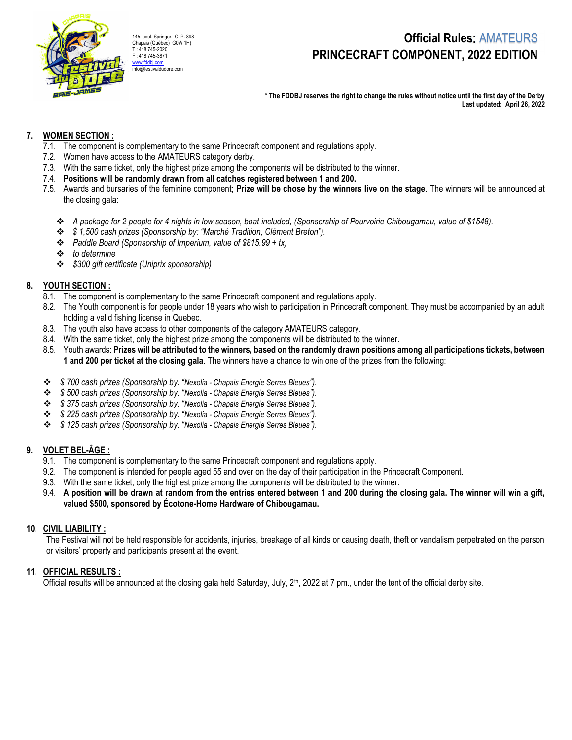145, boul. Springer, C. P. 898
Chapais (Québec) G0W 1H)
T : 418 745-2020
F : 418 745-3871
www.fddbj.com
info@festivaldudore.com

# Official Rules: AMATEURS
# PRINCECRAFT COMPONENT, 2022 EDITION

**\* The FDDBJ reserves the right to change the rules without notice until the first day of the Derby**
**Last updated: April 26, 2022**

## 7. WOMEN SECTION :

7.1. The component is complementary to the same Princecraft component and regulations apply.
7.2. Women have access to the AMATEURS category derby.
7.3. With the same ticket, only the highest prize among the components will be distributed to the winner.
7.4. **Positions will be randomly drawn from all catches registered between 1 and 200.**
7.5. Awards and bursaries of the feminine component; **Prize will be chose by the winners live on the stage**. The winners will be announced at the closing gala:

- *A package for 2 people for 4 nights in low season, boat included, (Sponsorship of Pourvoirie Chibougamau, value of $1548).*
- *$ 1,500 cash prizes (Sponsorship by: "Marché Tradition, Clément Breton").*
- *Paddle Board (Sponsorship of Imperium, value of $815.99 + tx)*
- *to determine*
- *$300 gift certificate (Uniprix sponsorship)*

## 8. YOUTH SECTION :

8.1. The component is complementary to the same Princecraft component and regulations apply.
8.2. The Youth component is for people under 18 years who wish to participation in Princecraft component. They must be accompanied by an adult holding a valid fishing license in Quebec.
8.3. The youth also have access to other components of the category AMATEURS category.
8.4. With the same ticket, only the highest prize among the components will be distributed to the winner.
8.5. Youth awards: **Prizes will be attributed to the winners, based on the randomly drawn positions among all participations tickets, between 1 and 200 per ticket at the closing gala**. The winners have a chance to win one of the prizes from the following:

- *$ 700 cash prizes (Sponsorship by: "Nexolia - Chapais Energie Serres Bleues").*
- *$ 500 cash prizes (Sponsorship by: "Nexolia - Chapais Energie Serres Bleues").*
- *$ 375 cash prizes (Sponsorship by: "Nexolia - Chapais Energie Serres Bleues").*
- *$ 225 cash prizes (Sponsorship by: "Nexolia - Chapais Energie Serres Bleues").*
- *$ 125 cash prizes (Sponsorship by: "Nexolia - Chapais Energie Serres Bleues").*

## 9. VOLET BEL-ÂGE :

9.1. The component is complementary to the same Princecraft component and regulations apply.
9.2. The component is intended for people aged 55 and over on the day of their participation in the Princecraft Component.
9.3. With the same ticket, only the highest prize among the components will be distributed to the winner.
9.4. **A position will be drawn at random from the entries entered between 1 and 200 during the closing gala. The winner will win a gift, valued $500, sponsored by Écotone-Home Hardware of Chibougamau.**

## 10. CIVIL LIABILITY :

The Festival will not be held responsible for accidents, injuries, breakage of all kinds or causing death, theft or vandalism perpetrated on the person or visitors' property and participants present at the event.

## 11. OFFICIAL RESULTS :

Official results will be announced at the closing gala held Saturday, July, 2th, 2022 at 7 pm., under the tent of the official derby site.